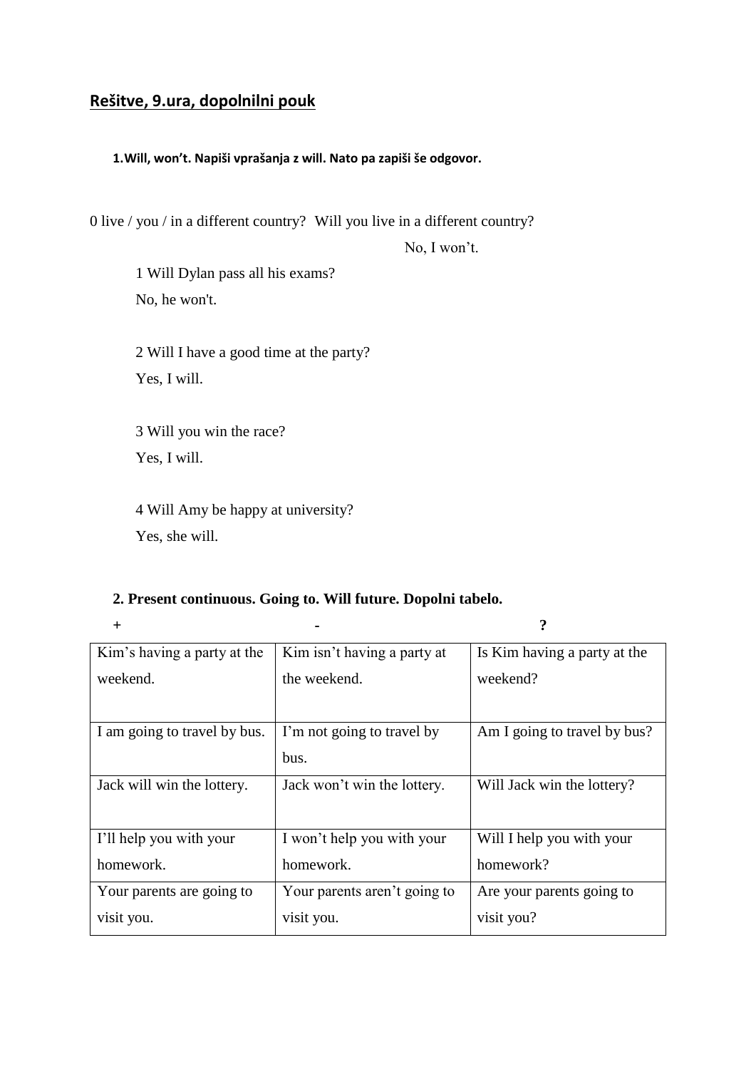## Rešitve, 9.ura, dopolnilni pouk

**1.Will, won't. Napiši vprašanja z will. Nato pa zapiši še odgovor.**

0 live / you / in a different country? Will you live in a different country?

No, I won't.

1 Will Dylan pass all his exams?

No, he won't.

2 Will I have a good time at the party?

Yes, I will.

3 Will you win the race?

Yes, I will.

4 Will Amy be happy at university?

Yes, she will.

**2. Present continuous. Going to. Will future. Dopolni tabelo.**

| + | - | ? |
|---|---|---|
| Kim's having a party at the weekend. | Kim isn't having a party at the weekend. | Is Kim having a party at the weekend? |
| I am going to travel by bus. | I'm not going to travel by bus. | Am I going to travel by bus? |
| Jack will win the lottery. | Jack won't win the lottery. | Will Jack win the lottery? |
| I'll help you with your homework. | I won't help you with your homework. | Will I help you with your homework? |
| Your parents are going to visit you. | Your parents aren't going to visit you. | Are your parents going to visit you? |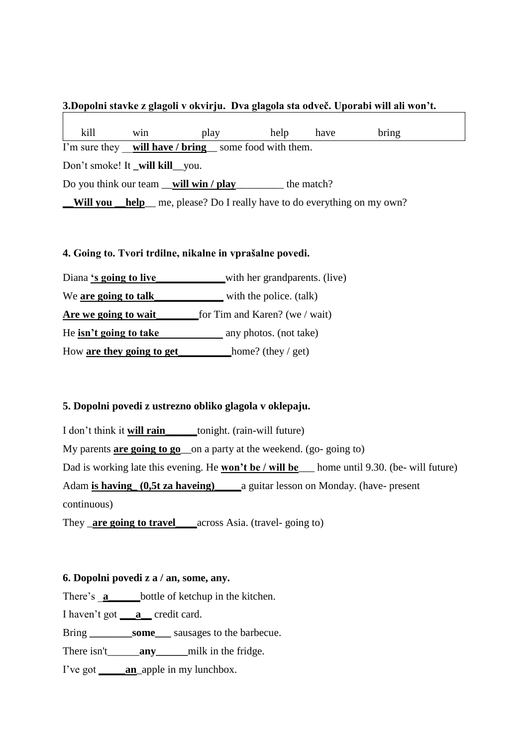**3.Dopolni stavke z glagoli v okvirju. Dva glagola sta odveč. Uporabi will ali won't.**

| kill | win | play | help | have | bring |
|---|---|---|---|---|---|

I'm sure they __**will have / bring**__ some food with them.

Don't smoke! It _**will kill**__you.

Do you think our team __**will win / play**_________ the match?

**__Will you __help**__ me, please? Do I really have to do everything on my own?

**4. Going to. Tvori trdilne, nikalne in vprašalne povedi.**

Diana **'s going to live_____________**with her grandparents. (live)

We **are going to talk_____________** with the police. (talk)

**Are we going to wait________**for Tim and Karen? (we / wait)

He **isn't going to take____________** any photos. (not take)

How **are they going to get__________**home? (they / get)

**5. Dopolni povedi z ustrezno obliko glagola v oklepaju.**

I don't think it **will rain______**tonight. (rain-will future)

My parents **are going to go**__on a party at the weekend. (go- going to)

Dad is working late this evening. He **won't be / will be**___ home until 9.30. (be- will future)

Adam **is having_ (0,5t za haveing)_____**a guitar lesson on Monday. (have- present continuous)

They _**are going to travel____**across Asia. (travel- going to)

**6. Dopolni povedi z a / an, some, any.**

There's _**a______**bottle of ketchup in the kitchen.

I haven't got **___a__** credit card.

Bring **________some___** sausages to the barbecue.

There isn't______**any______**milk in the fridge.

I've got **_____an**_apple in my lunchbox.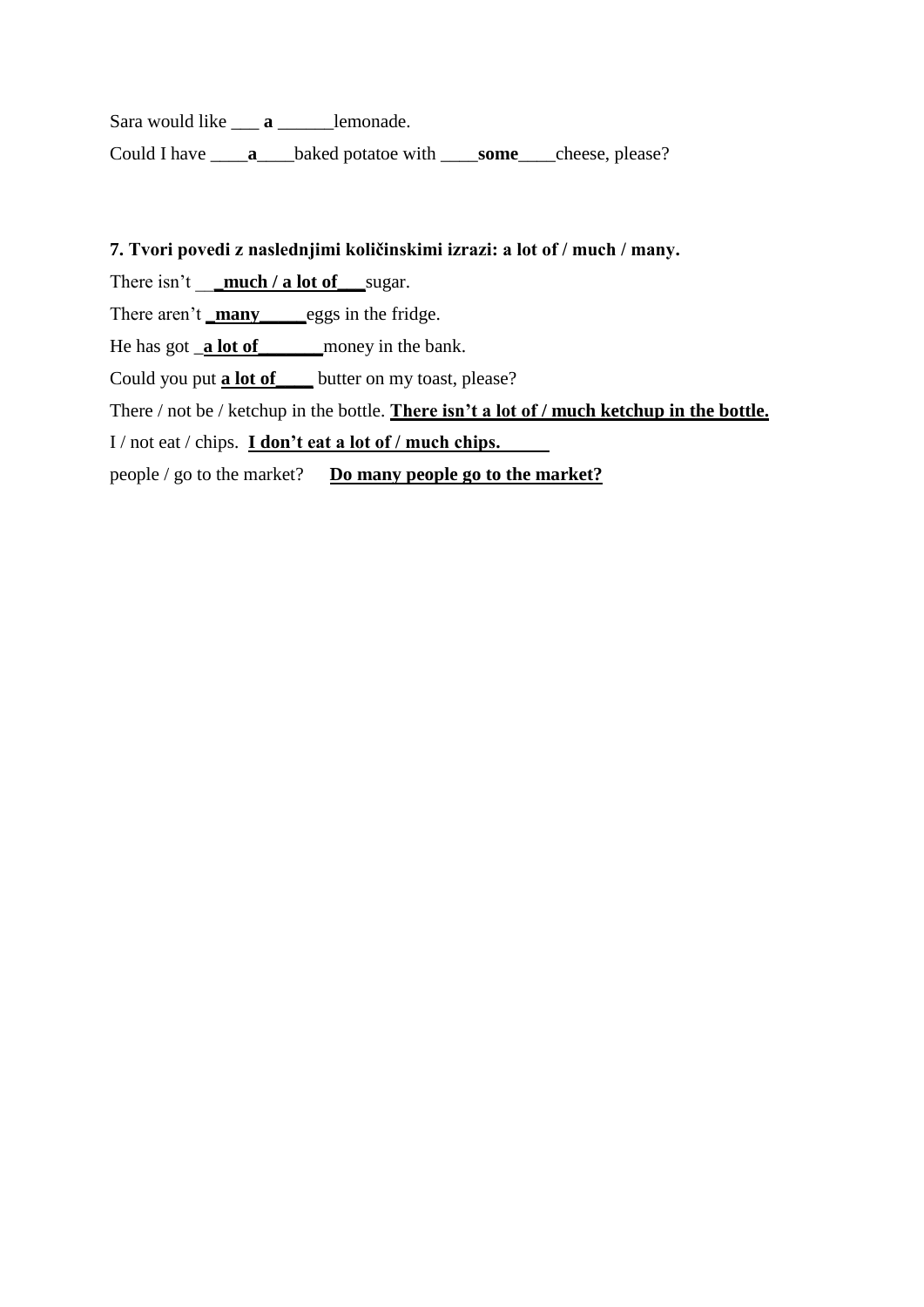Sara would like ___ **a** ______lemonade.

Could I have ____**a**____baked potatoe with ____**some**____cheese, please?

**7. Tvori povedi z naslednjimi količinskimi izrazi: a lot of / much / many.**

There isn't __**_much / a lot of___**sugar.

There aren't **_many_____**eggs in the fridge.

He has got _**a lot of_______**money in the bank.

Could you put **a lot of____** butter on my toast, please?

There / not be / ketchup in the bottle. **There isn't a lot of / much ketchup in the bottle.**

I / not eat / chips. **I don't eat a lot of / much chips.**

people / go to the market? **Do many people go to the market?**